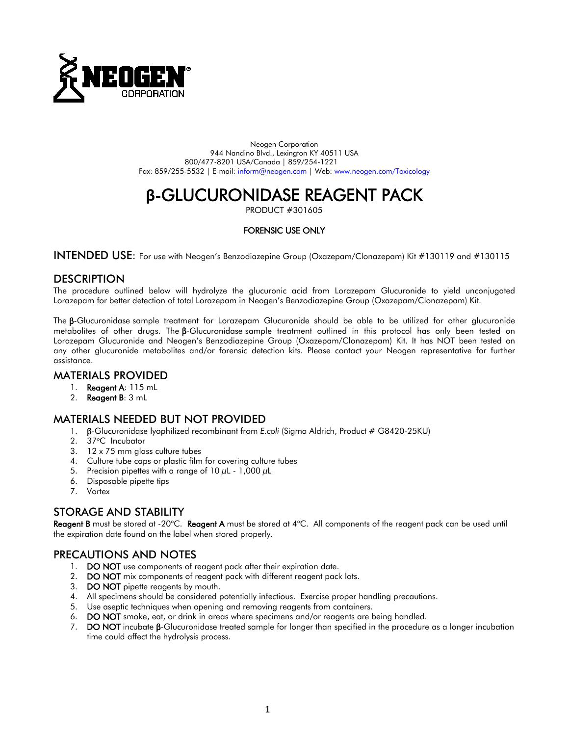Neogen Corporation
944 Nandino Blvd., Lexington KY 40511 USA
800/477-8201 USA/Canada | 859/254-1221
Fax: 859/255-5532 | E-mail: inform@neogen.com | Web: www.neogen.com/Toxicology

# β-GLUCURONIDASE REAGENT PACK

PRODUCT #301605

**FORENSIC USE ONLY**

## INTENDED USE: 
For use with Neogen's Benzodiazepine Group (Oxazepam/Clonazepam) Kit #130119 and #130115

## DESCRIPTION

The procedure outlined below will hydrolyze the glucuronic acid from Lorazepam Glucuronide to yield unconjugated Lorazepam for better detection of total Lorazepam in Neogen's Benzodiazepine Group (Oxazepam/Clonazepam) Kit.

The **β**-Glucuronidase sample treatment for Lorazepam Glucuronide should be able to be utilized for other glucuronide metabolites of other drugs. The **β**-Glucuronidase sample treatment outlined in this protocol has only been tested on Lorazepam Glucuronide and Neogen's Benzodiazepine Group (Oxazepam/Clonazepam) Kit. It has NOT been tested on any other glucuronide metabolites and/or forensic detection kits. Please contact your Neogen representative for further assistance.

## MATERIALS PROVIDED

1. **Reagent A**: 115 mL
2. **Reagent B**: 3 mL

## MATERIALS NEEDED BUT NOT PROVIDED

1. **β**-Glucuronidase lyophilized recombinant from *E.coli* (Sigma Aldrich, Product # G8420-25KU)
2. 37°C Incubator
3. 12 x 75 mm glass culture tubes
4. Culture tube caps or plastic film for covering culture tubes
5. Precision pipettes with a range of 10 $\mu$L - 1,000 $\mu$L
6. Disposable pipette tips
7. Vortex

## STORAGE AND STABILITY

**Reagent B** must be stored at -20°C. **Reagent A** must be stored at 4°C. All components of the reagent pack can be used until the expiration date found on the label when stored properly.

## PRECAUTIONS AND NOTES

1. **DO NOT** use components of reagent pack after their expiration date.
2. **DO NOT** mix components of reagent pack with different reagent pack lots.
3. **DO NOT** pipette reagents by mouth.
4. All specimens should be considered potentially infectious. Exercise proper handling precautions.
5. Use aseptic techniques when opening and removing reagents from containers.
6. **DO NOT** smoke, eat, or drink in areas where specimens and/or reagents are being handled.
7. **DO NOT** incubate **β**-Glucuronidase treated sample for longer than specified in the procedure as a longer incubation time could affect the hydrolysis process.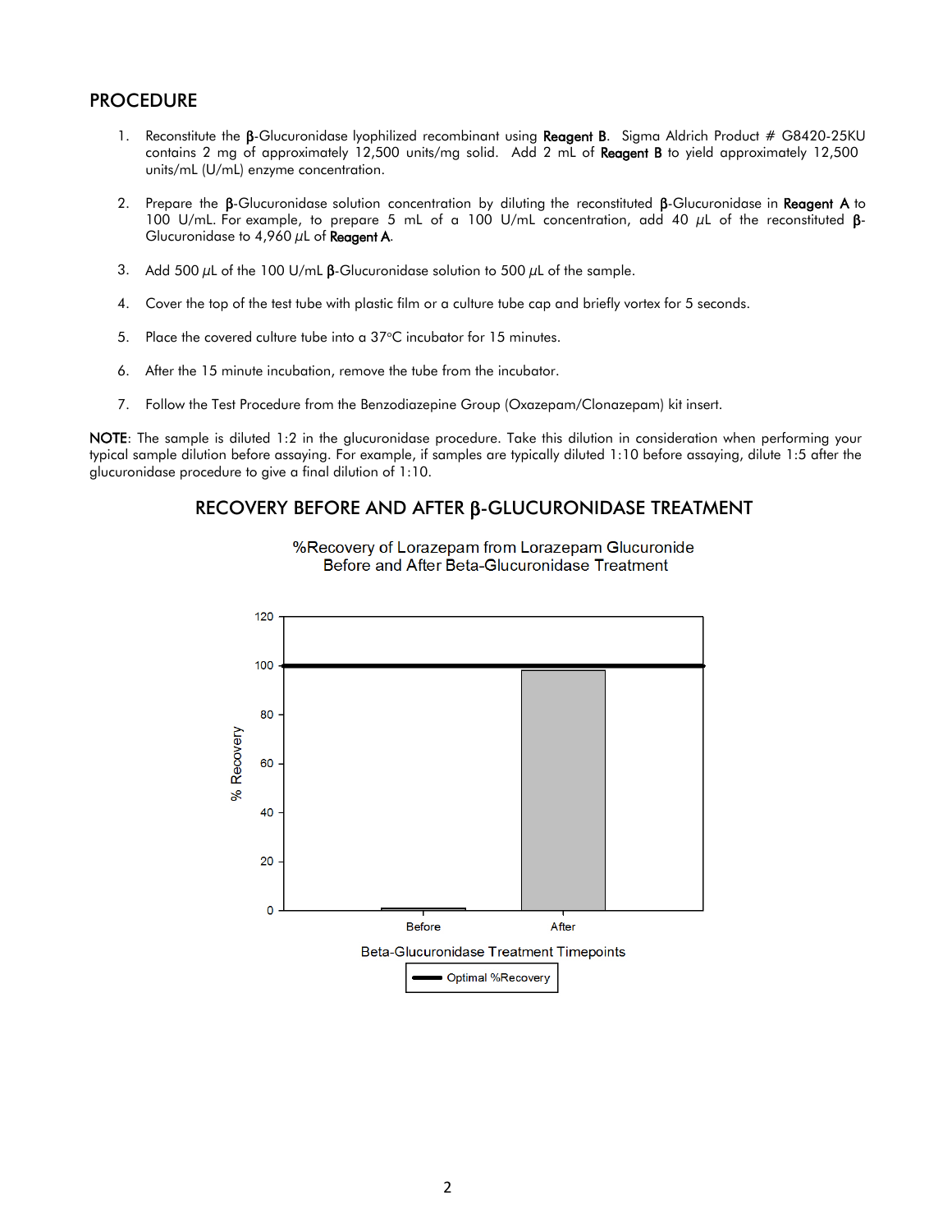## PROCEDURE

1. Reconstitute the β-Glucuronidase lyophilized recombinant using **Reagent B**. Sigma Aldrich Product # G8420-25KU contains 2 mg of approximately 12,500 units/mg solid. Add 2 mL of **Reagent B** to yield approximately 12,500 units/mL (U/mL) enzyme concentration.

2. Prepare the β-Glucuronidase solution concentration by diluting the reconstituted β-Glucuronidase in **Reagent A** to 100 U/mL. For example, to prepare 5 mL of a 100 U/mL concentration, add 40 µL of the reconstituted β-Glucuronidase to 4,960 µL of **Reagent A**.

3. Add 500 µL of the 100 U/mL β-Glucuronidase solution to 500 µL of the sample.

4. Cover the top of the test tube with plastic film or a culture tube cap and briefly vortex for 5 seconds.

5. Place the covered culture tube into a 37°C incubator for 15 minutes.

6. After the 15 minute incubation, remove the tube from the incubator.

7. Follow the Test Procedure from the Benzodiazepine Group (Oxazepam/Clonazepam) kit insert.

**NOTE**: The sample is diluted 1:2 in the glucuronidase procedure. Take this dilution in consideration when performing your typical sample dilution before assaying. For example, if samples are typically diluted 1:10 before assaying, dilute 1:5 after the glucuronidase procedure to give a final dilution of 1:10.

## RECOVERY BEFORE AND AFTER β-GLUCURONIDASE TREATMENT

%Recovery of Lorazepam from Lorazepam Glucuronide Before and After Beta-Glucuronidase Treatment

| Beta-Glucuronidase Treatment Timepoints | % Recovery |
|---|---|
| Before | ~1 |
| After | ~98 |

Optimal %Recovery: 100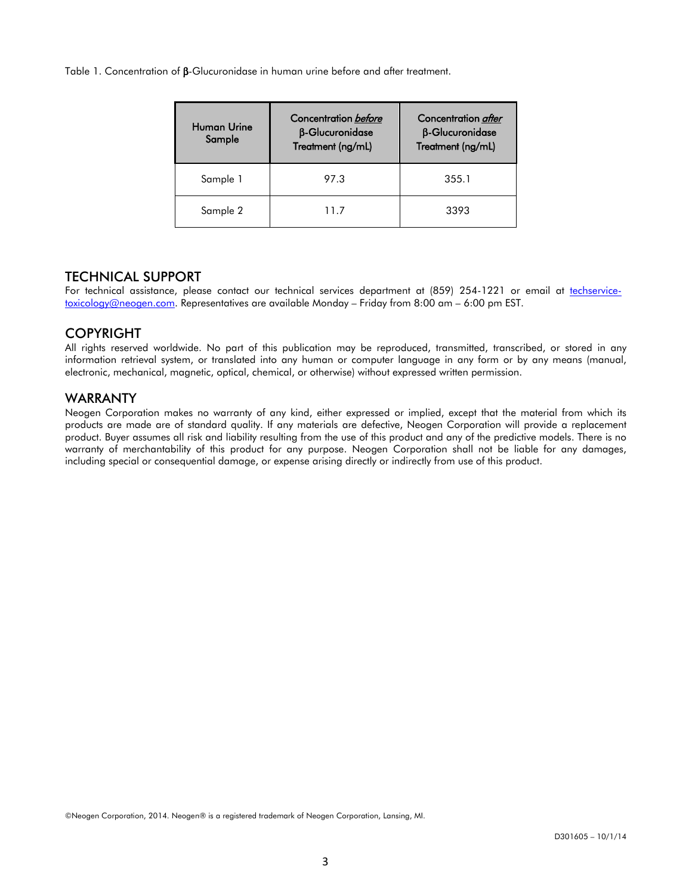Table 1. Concentration of β-Glucuronidase in human urine before and after treatment.

| Human Urine Sample | Concentration *before* β-Glucuronidase Treatment (ng/mL) | Concentration *after* β-Glucuronidase Treatment (ng/mL) |
|---|---|---|
| Sample 1 | 97.3 | 355.1 |
| Sample 2 | 11.7 | 3393 |

## TECHNICAL SUPPORT

For technical assistance, please contact our technical services department at (859) 254-1221 or email at techservice-toxicology@neogen.com. Representatives are available Monday – Friday from 8:00 am – 6:00 pm EST.

## COPYRIGHT

All rights reserved worldwide. No part of this publication may be reproduced, transmitted, transcribed, or stored in any information retrieval system, or translated into any human or computer language in any form or by any means (manual, electronic, mechanical, magnetic, optical, chemical, or otherwise) without expressed written permission.

## WARRANTY

Neogen Corporation makes no warranty of any kind, either expressed or implied, except that the material from which its products are made are of standard quality. If any materials are defective, Neogen Corporation will provide a replacement product. Buyer assumes all risk and liability resulting from the use of this product and any of the predictive models. There is no warranty of merchantability of this product for any purpose. Neogen Corporation shall not be liable for any damages, including special or consequential damage, or expense arising directly or indirectly from use of this product.

©Neogen Corporation, 2014. Neogen® is a registered trademark of Neogen Corporation, Lansing, MI.

D301605 – 10/1/14